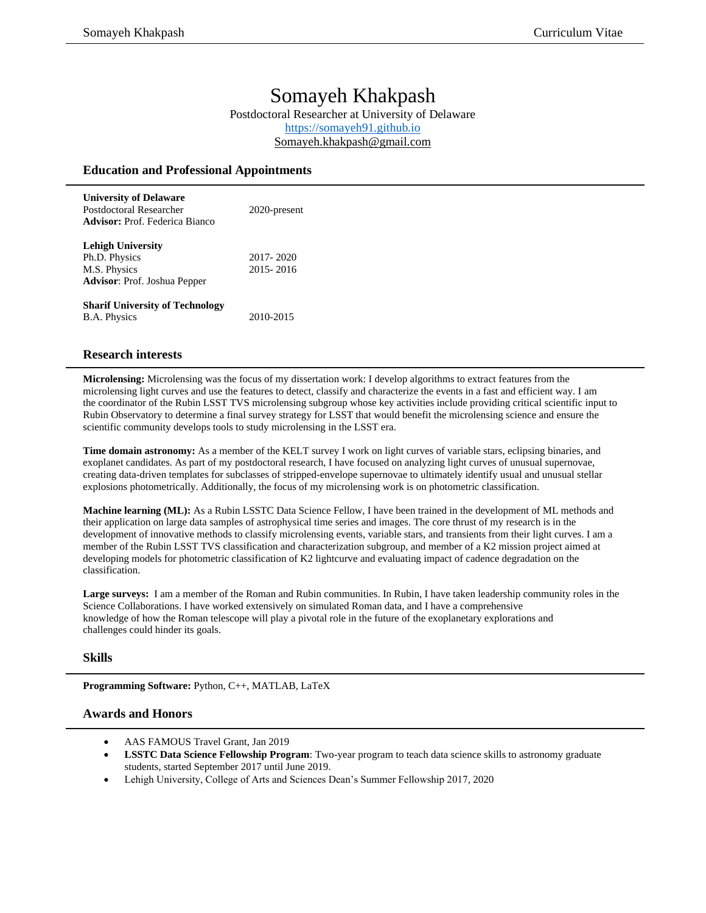# Somayeh Khakpash

Postdoctoral Researcher at University of Delaware
https://somayeh91.github.io
Somayeh.khakpash@gmail.com

## Education and Professional Appointments

**University of Delaware**
Postdoctoral Researcher — 2020-present
**Advisor:** Prof. Federica Bianco

**Lehigh University**
Ph.D. Physics — 2017- 2020
M.S. Physics — 2015- 2016
**Advisor**: Prof. Joshua Pepper

**Sharif University of Technology**
B.A. Physics — 2010-2015

## Research interests

**Microlensing:** Microlensing was the focus of my dissertation work: I develop algorithms to extract features from the microlensing light curves and use the features to detect, classify and characterize the events in a fast and efficient way. I am the coordinator of the Rubin LSST TVS microlensing subgroup whose key activities include providing critical scientific input to Rubin Observatory to determine a final survey strategy for LSST that would benefit the microlensing science and ensure the scientific community develops tools to study microlensing in the LSST era.

**Time domain astronomy:** As a member of the KELT survey I work on light curves of variable stars, eclipsing binaries, and exoplanet candidates. As part of my postdoctoral research, I have focused on analyzing light curves of unusual supernovae, creating data-driven templates for subclasses of stripped-envelope supernovae to ultimately identify usual and unusual stellar explosions photometrically. Additionally, the focus of my microlensing work is on photometric classification.

**Machine learning (ML):** As a Rubin LSSTC Data Science Fellow, I have been trained in the development of ML methods and their application on large data samples of astrophysical time series and images. The core thrust of my research is in the development of innovative methods to classify microlensing events, variable stars, and transients from their light curves. I am a member of the Rubin LSST TVS classification and characterization subgroup, and member of a K2 mission project aimed at developing models for photometric classification of K2 lightcurve and evaluating impact of cadence degradation on the classification.

**Large surveys:** I am a member of the Roman and Rubin communities. In Rubin, I have taken leadership community roles in the Science Collaborations. I have worked extensively on simulated Roman data, and I have a comprehensive knowledge of how the Roman telescope will play a pivotal role in the future of the exoplanetary explorations and challenges could hinder its goals.

## Skills

**Programming Software:** Python, C++, MATLAB, LaTeX

## Awards and Honors

- AAS FAMOUS Travel Grant, Jan 2019
- **LSSTC Data Science Fellowship Program**: Two-year program to teach data science skills to astronomy graduate students, started September 2017 until June 2019.
- Lehigh University, College of Arts and Sciences Dean's Summer Fellowship 2017, 2020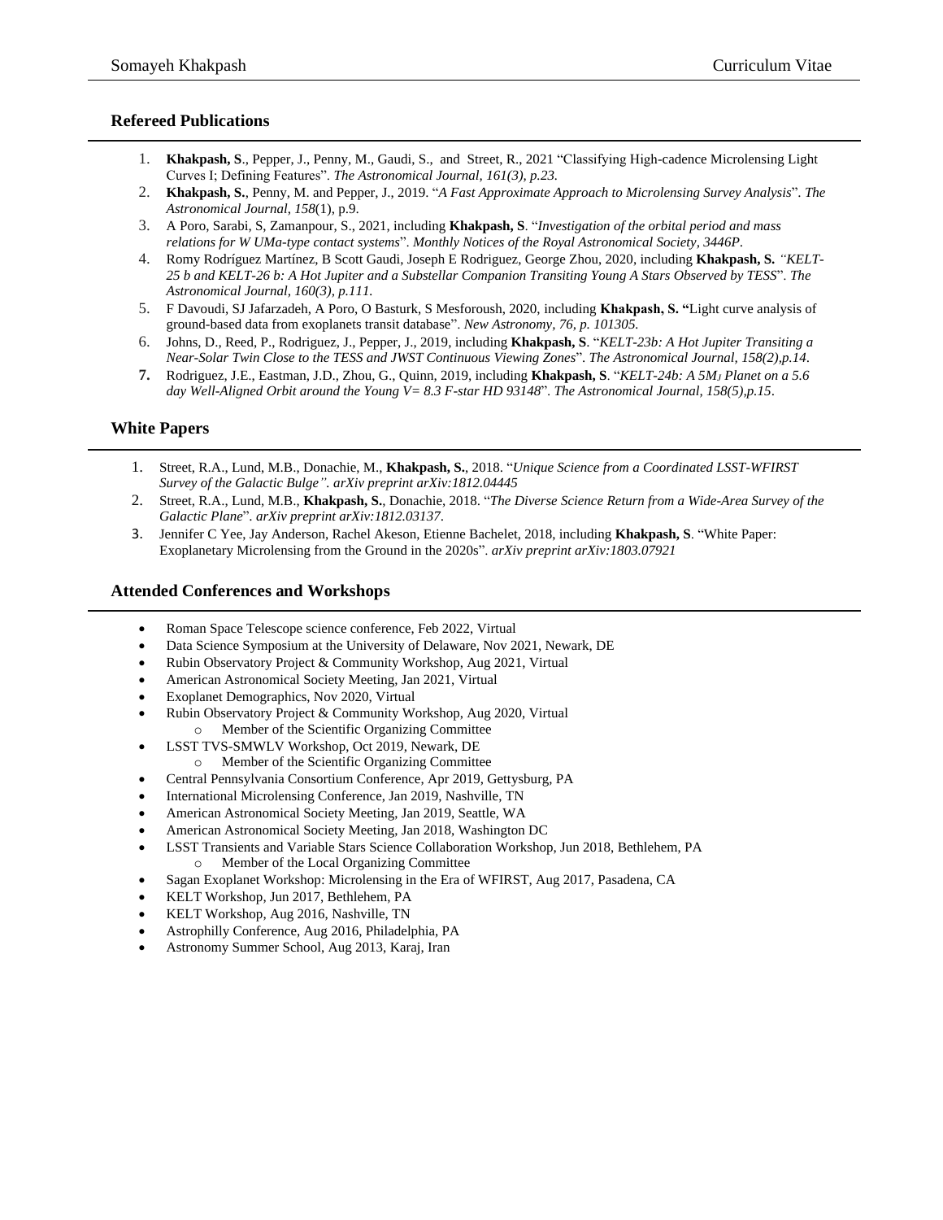## Refereed Publications

1. **Khakpash, S**., Pepper, J., Penny, M., Gaudi, S., and Street, R., 2021 "Classifying High-cadence Microlensing Light Curves I; Defining Features". *The Astronomical Journal, 161(3), p.23.*
2. **Khakpash, S.**, Penny, M. and Pepper, J., 2019. "*A Fast Approximate Approach to Microlensing Survey Analysis*". *The Astronomical Journal*, *158*(1), p.9.
3. A Poro, Sarabi, S, Zamanpour, S., 2021, including **Khakpash, S**. "*Investigation of the orbital period and mass relations for W UMa-type contact systems*". *Monthly Notices of the Royal Astronomical Society, 3446P*.
4. Romy Rodríguez Martínez, B Scott Gaudi, Joseph E Rodriguez, George Zhou, 2020, including **Khakpash, S.** *"KELT-25 b and KELT-26 b: A Hot Jupiter and a Substellar Companion Transiting Young A Stars Observed by TESS*". *The Astronomical Journal, 160(3), p.111.*
5. F Davoudi, SJ Jafarzadeh, A Poro, O Basturk, S Mesforoush, 2020, including **Khakpash, S. "**Light curve analysis of ground-based data from exoplanets transit database". *New Astronomy, 76, p. 101305.*
6. Johns, D., Reed, P., Rodriguez, J., Pepper, J., 2019, including **Khakpash, S**. "*KELT-23b: A Hot Jupiter Transiting a Near-Solar Twin Close to the TESS and JWST Continuous Viewing Zones*". *The Astronomical Journal, 158(2),p.14*.
7. Rodriguez, J.E., Eastman, J.D., Zhou, G., Quinn, 2019, including **Khakpash, S**. "*KELT-24b: A $5M_J$ Planet on a 5.6 day Well-Aligned Orbit around the Young V= 8.3 F-star HD 93148*". *The Astronomical Journal, 158(5),p.15*.

## White Papers

1. Street, R.A., Lund, M.B., Donachie, M., **Khakpash, S.**, 2018. "*Unique Science from a Coordinated LSST-WFIRST Survey of the Galactic Bulge". arXiv preprint arXiv:1812.04445*
2. Street, R.A., Lund, M.B., **Khakpash, S.**, Donachie, 2018. "*The Diverse Science Return from a Wide-Area Survey of the Galactic Plane*". *arXiv preprint arXiv:1812.03137*.
3. Jennifer C Yee, Jay Anderson, Rachel Akeson, Etienne Bachelet, 2018, including **Khakpash, S**. "White Paper: Exoplanetary Microlensing from the Ground in the 2020s". *arXiv preprint arXiv:1803.07921*

## Attended Conferences and Workshops

- Roman Space Telescope science conference, Feb 2022, Virtual
- Data Science Symposium at the University of Delaware, Nov 2021, Newark, DE
- Rubin Observatory Project & Community Workshop, Aug 2021, Virtual
- American Astronomical Society Meeting, Jan 2021, Virtual
- Exoplanet Demographics, Nov 2020, Virtual
- Rubin Observatory Project & Community Workshop, Aug 2020, Virtual
  - Member of the Scientific Organizing Committee
- LSST TVS-SMWLV Workshop, Oct 2019, Newark, DE
  - Member of the Scientific Organizing Committee
- Central Pennsylvania Consortium Conference, Apr 2019, Gettysburg, PA
- International Microlensing Conference, Jan 2019, Nashville, TN
- American Astronomical Society Meeting, Jan 2019, Seattle, WA
- American Astronomical Society Meeting, Jan 2018, Washington DC
- LSST Transients and Variable Stars Science Collaboration Workshop, Jun 2018, Bethlehem, PA
  - Member of the Local Organizing Committee
- Sagan Exoplanet Workshop: Microlensing in the Era of WFIRST, Aug 2017, Pasadena, CA
- KELT Workshop, Jun 2017, Bethlehem, PA
- KELT Workshop, Aug 2016, Nashville, TN
- Astrophilly Conference, Aug 2016, Philadelphia, PA
- Astronomy Summer School, Aug 2013, Karaj, Iran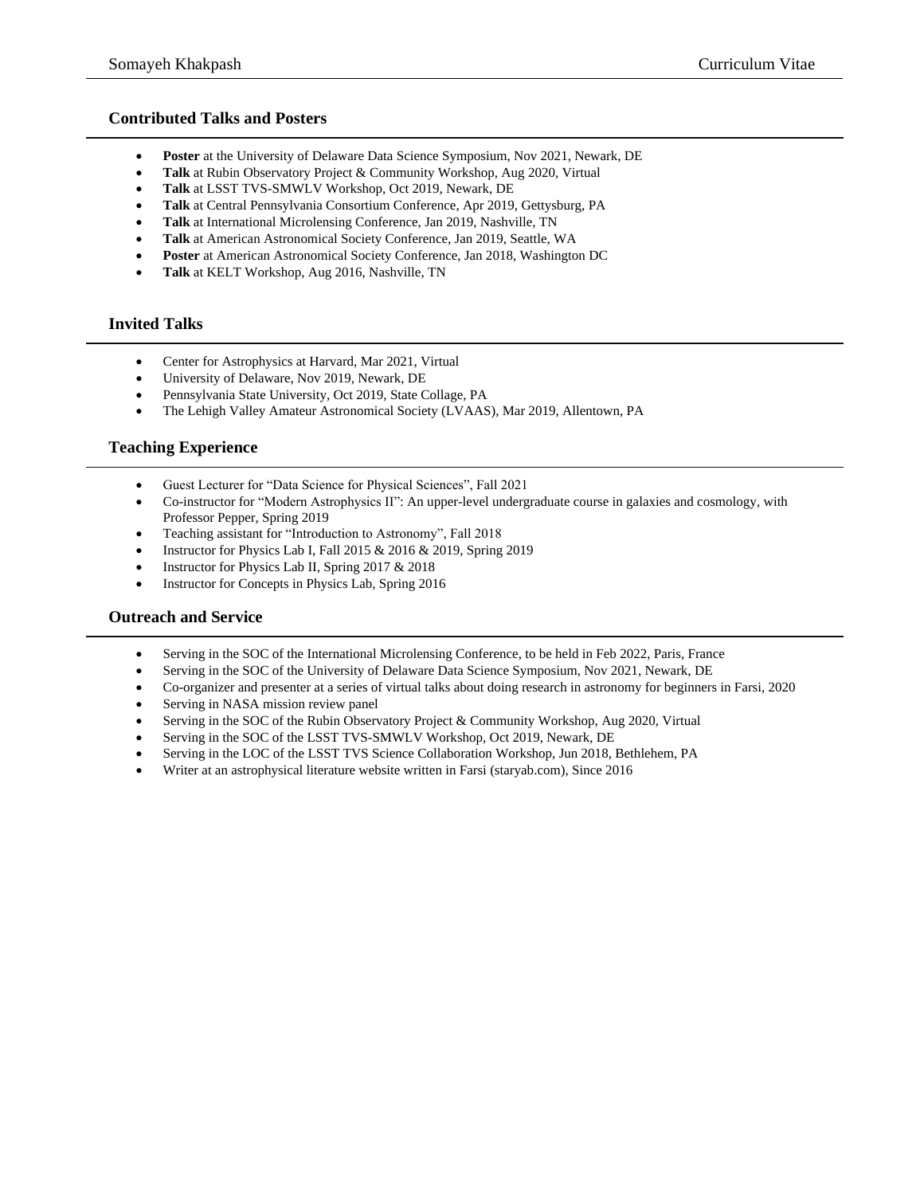## Contributed Talks and Posters

- **Poster** at the University of Delaware Data Science Symposium, Nov 2021, Newark, DE
- **Talk** at Rubin Observatory Project & Community Workshop, Aug 2020, Virtual
- **Talk** at LSST TVS-SMWLV Workshop, Oct 2019, Newark, DE
- **Talk** at Central Pennsylvania Consortium Conference, Apr 2019, Gettysburg, PA
- **Talk** at International Microlensing Conference, Jan 2019, Nashville, TN
- **Talk** at American Astronomical Society Conference, Jan 2019, Seattle, WA
- **Poster** at American Astronomical Society Conference, Jan 2018, Washington DC
- **Talk** at KELT Workshop, Aug 2016, Nashville, TN

## Invited Talks

- Center for Astrophysics at Harvard, Mar 2021, Virtual
- University of Delaware, Nov 2019, Newark, DE
- Pennsylvania State University, Oct 2019, State Collage, PA
- The Lehigh Valley Amateur Astronomical Society (LVAAS), Mar 2019, Allentown, PA

## Teaching Experience

- Guest Lecturer for "Data Science for Physical Sciences", Fall 2021
- Co-instructor for "Modern Astrophysics II": An upper-level undergraduate course in galaxies and cosmology, with Professor Pepper, Spring 2019
- Teaching assistant for "Introduction to Astronomy", Fall 2018
- Instructor for Physics Lab I, Fall 2015 & 2016 & 2019, Spring 2019
- Instructor for Physics Lab II, Spring 2017 & 2018
- Instructor for Concepts in Physics Lab, Spring 2016

## Outreach and Service

- Serving in the SOC of the International Microlensing Conference, to be held in Feb 2022, Paris, France
- Serving in the SOC of the University of Delaware Data Science Symposium, Nov 2021, Newark, DE
- Co-organizer and presenter at a series of virtual talks about doing research in astronomy for beginners in Farsi, 2020
- Serving in NASA mission review panel
- Serving in the SOC of the Rubin Observatory Project & Community Workshop, Aug 2020, Virtual
- Serving in the SOC of the LSST TVS-SMWLV Workshop, Oct 2019, Newark, DE
- Serving in the LOC of the LSST TVS Science Collaboration Workshop, Jun 2018, Bethlehem, PA
- Writer at an astrophysical literature website written in Farsi (staryab.com), Since 2016